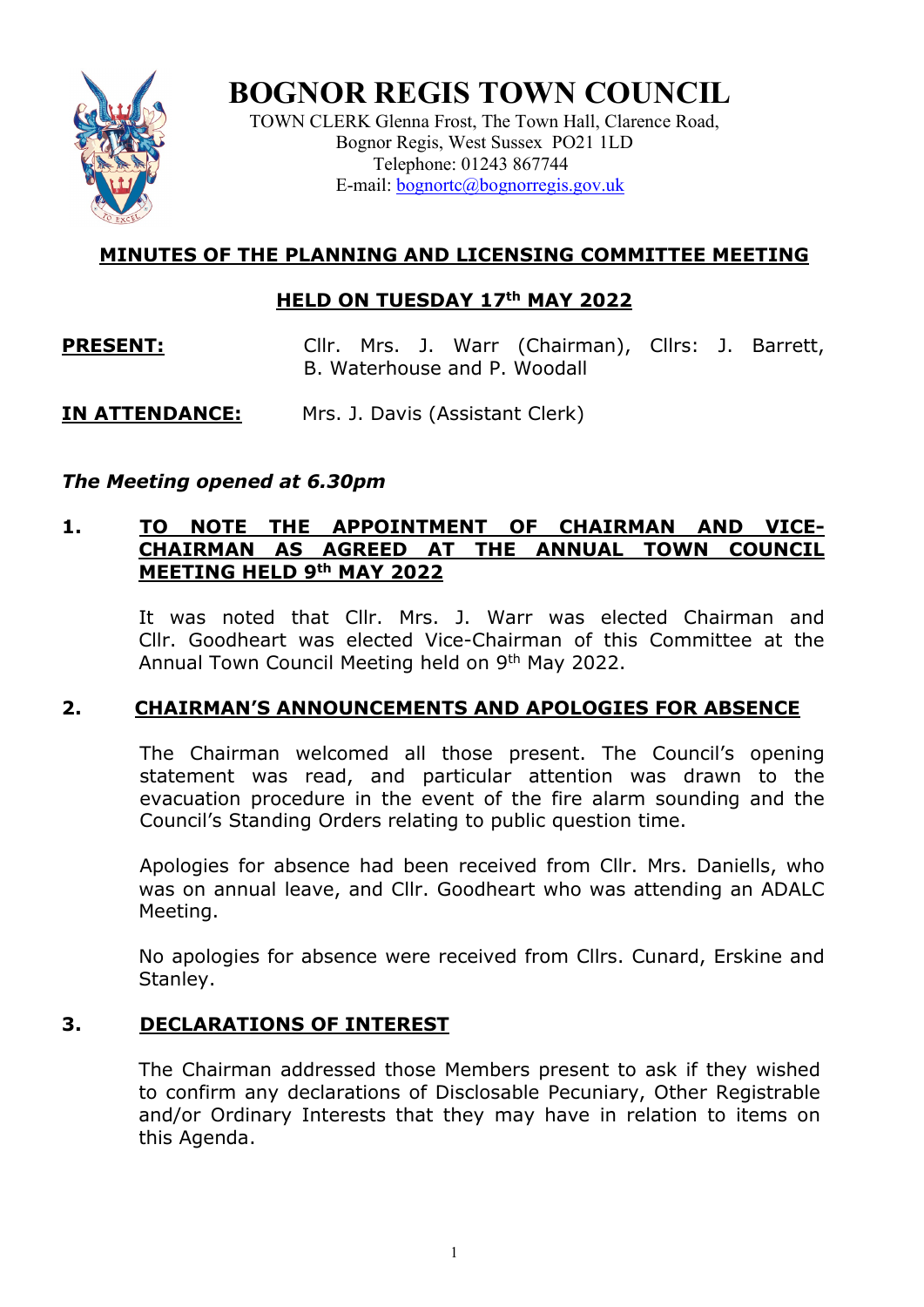# BOGNOR REGIS TOWN COUNCIL

TOWN CLERK Glenna Frost, The Town Hall, Clarence Road,
Bognor Regis, West Sussex PO21 1LD
Telephone: 01243 867744
E-mail: bognortc@bognorregis.gov.uk

## MINUTES OF THE PLANNING AND LICENSING COMMITTEE MEETING

## HELD ON TUESDAY 17th MAY 2022

**PRESENT:** Cllr. Mrs. J. Warr (Chairman), Cllrs: J. Barrett, B. Waterhouse and P. Woodall

**IN ATTENDANCE:** Mrs. J. Davis (Assistant Clerk)

***The Meeting opened at 6.30pm***

### 1. TO NOTE THE APPOINTMENT OF CHAIRMAN AND VICE-CHAIRMAN AS AGREED AT THE ANNUAL TOWN COUNCIL MEETING HELD 9th MAY 2022

It was noted that Cllr. Mrs. J. Warr was elected Chairman and Cllr. Goodheart was elected Vice-Chairman of this Committee at the Annual Town Council Meeting held on 9th May 2022.

### 2. CHAIRMAN'S ANNOUNCEMENTS AND APOLOGIES FOR ABSENCE

The Chairman welcomed all those present. The Council's opening statement was read, and particular attention was drawn to the evacuation procedure in the event of the fire alarm sounding and the Council's Standing Orders relating to public question time.

Apologies for absence had been received from Cllr. Mrs. Daniells, who was on annual leave, and Cllr. Goodheart who was attending an ADALC Meeting.

No apologies for absence were received from Cllrs. Cunard, Erskine and Stanley.

### 3. DECLARATIONS OF INTEREST

The Chairman addressed those Members present to ask if they wished to confirm any declarations of Disclosable Pecuniary, Other Registrable and/or Ordinary Interests that they may have in relation to items on this Agenda.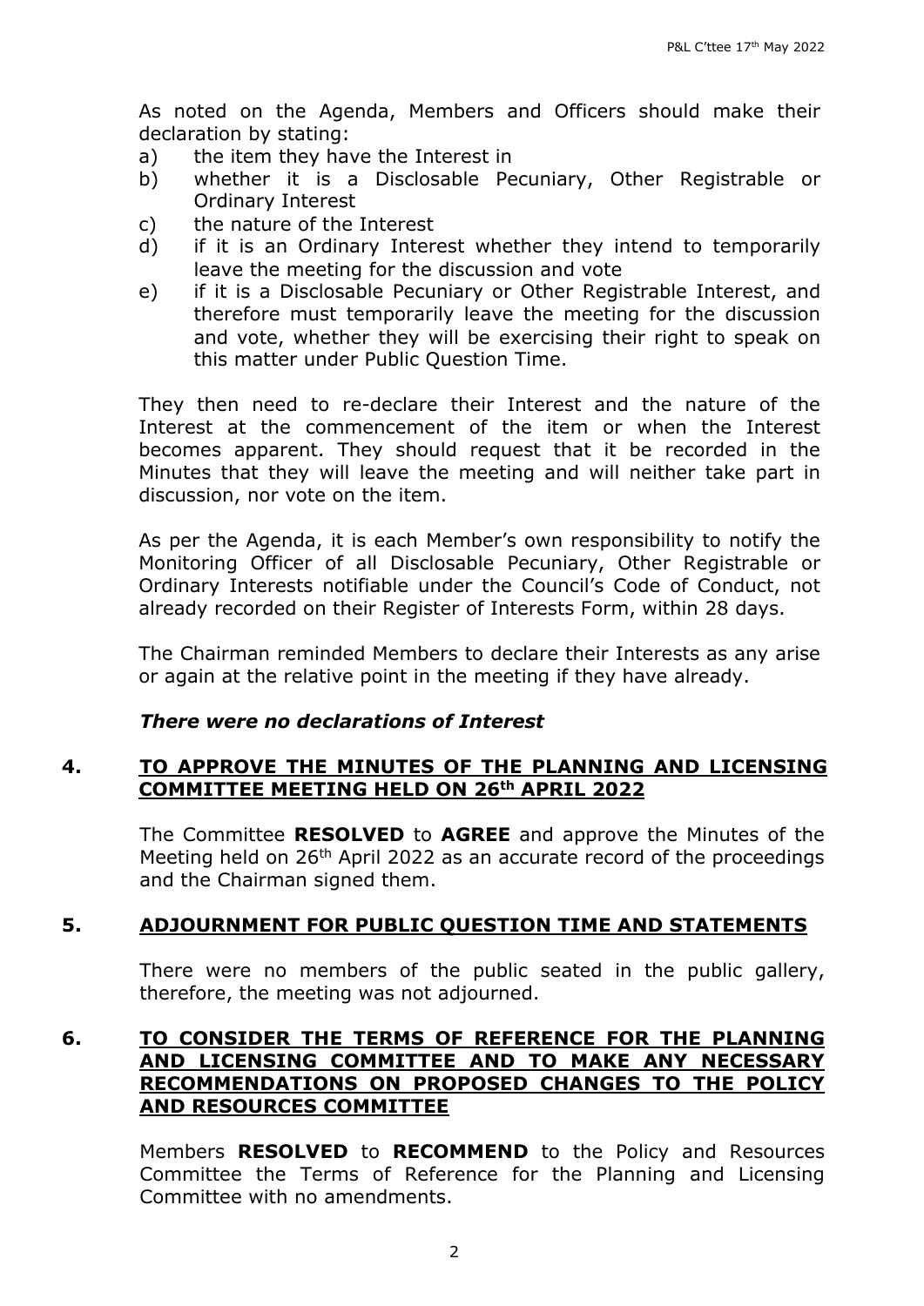As noted on the Agenda, Members and Officers should make their declaration by stating:

a) the item they have the Interest in
b) whether it is a Disclosable Pecuniary, Other Registrable or Ordinary Interest
c) the nature of the Interest
d) if it is an Ordinary Interest whether they intend to temporarily leave the meeting for the discussion and vote
e) if it is a Disclosable Pecuniary or Other Registrable Interest, and therefore must temporarily leave the meeting for the discussion and vote, whether they will be exercising their right to speak on this matter under Public Question Time.

They then need to re-declare their Interest and the nature of the Interest at the commencement of the item or when the Interest becomes apparent. They should request that it be recorded in the Minutes that they will leave the meeting and will neither take part in discussion, nor vote on the item.

As per the Agenda, it is each Member's own responsibility to notify the Monitoring Officer of all Disclosable Pecuniary, Other Registrable or Ordinary Interests notifiable under the Council's Code of Conduct, not already recorded on their Register of Interests Form, within 28 days.

The Chairman reminded Members to declare their Interests as any arise or again at the relative point in the meeting if they have already.

***There were no declarations of Interest***

## 4. TO APPROVE THE MINUTES OF THE PLANNING AND LICENSING COMMITTEE MEETING HELD ON 26th APRIL 2022

The Committee **RESOLVED** to **AGREE** and approve the Minutes of the Meeting held on 26th April 2022 as an accurate record of the proceedings and the Chairman signed them.

## 5. ADJOURNMENT FOR PUBLIC QUESTION TIME AND STATEMENTS

There were no members of the public seated in the public gallery, therefore, the meeting was not adjourned.

## 6. TO CONSIDER THE TERMS OF REFERENCE FOR THE PLANNING AND LICENSING COMMITTEE AND TO MAKE ANY NECESSARY RECOMMENDATIONS ON PROPOSED CHANGES TO THE POLICY AND RESOURCES COMMITTEE

Members **RESOLVED** to **RECOMMEND** to the Policy and Resources Committee the Terms of Reference for the Planning and Licensing Committee with no amendments.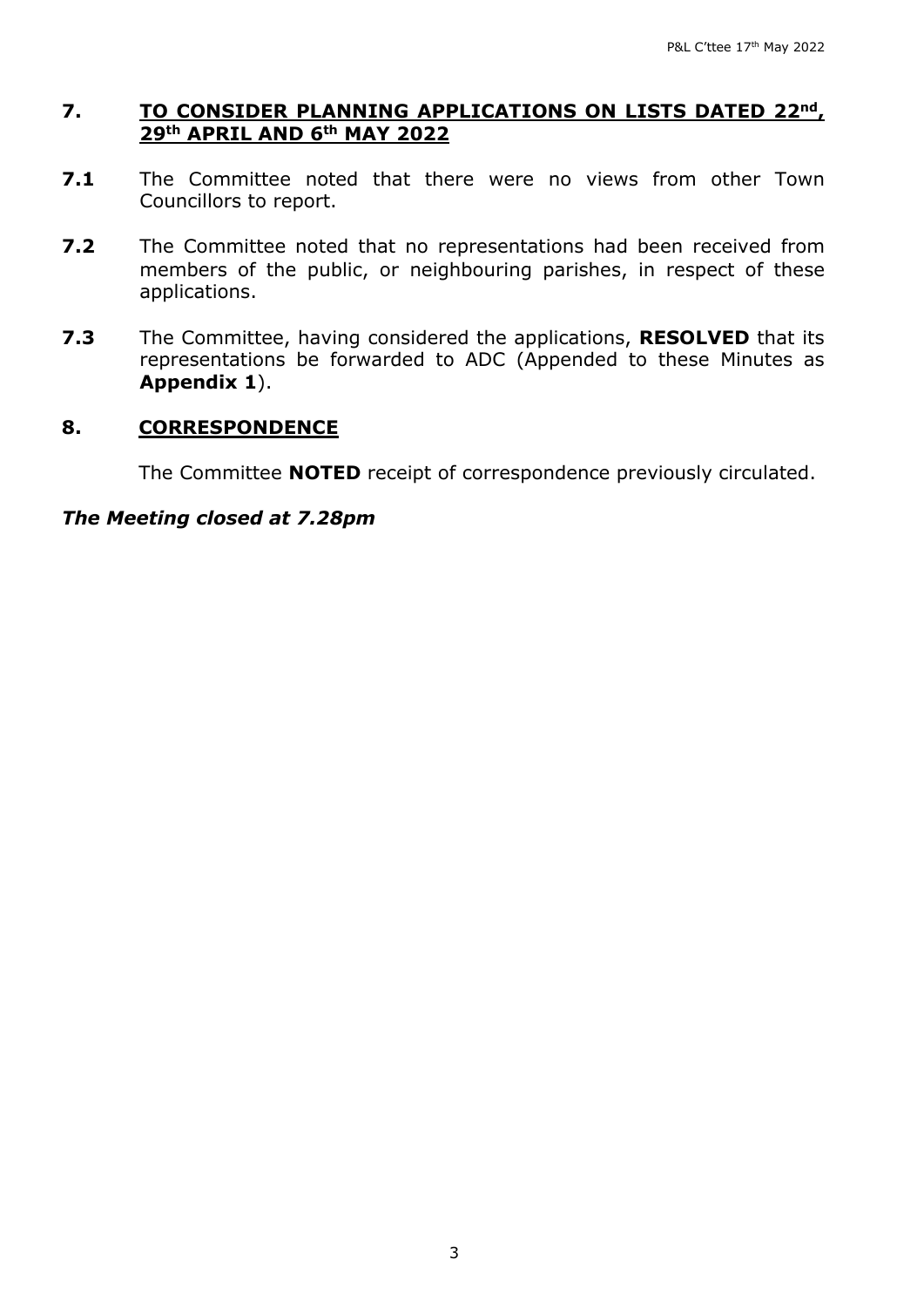## 7. TO CONSIDER PLANNING APPLICATIONS ON LISTS DATED 22nd, 29th APRIL AND 6th MAY 2022

**7.1** The Committee noted that there were no views from other Town Councillors to report.

**7.2** The Committee noted that no representations had been received from members of the public, or neighbouring parishes, in respect of these applications.

**7.3** The Committee, having considered the applications, **RESOLVED** that its representations be forwarded to ADC (Appended to these Minutes as **Appendix 1**).

## 8. CORRESPONDENCE

The Committee **NOTED** receipt of correspondence previously circulated.

***The Meeting closed at 7.28pm***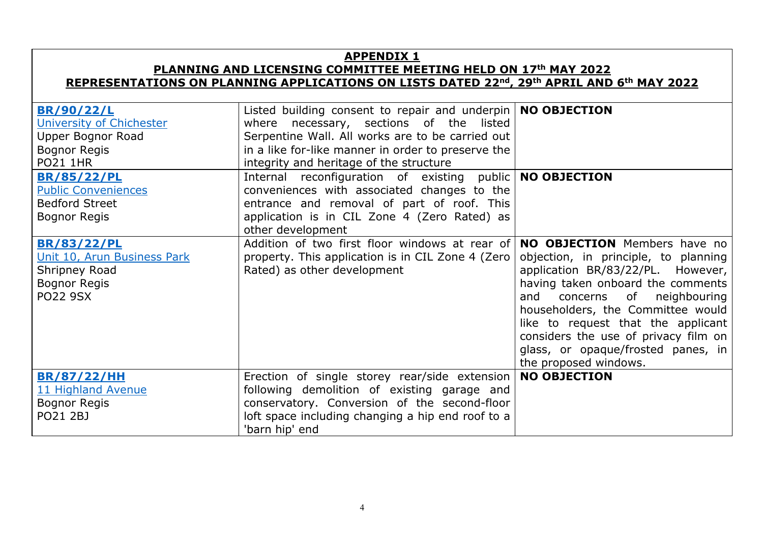**APPENDIX 1**

**PLANNING AND LICENSING COMMITTEE MEETING HELD ON 17th MAY 2022**

**REPRESENTATIONS ON PLANNING APPLICATIONS ON LISTS DATED 22nd, 29th APRIL AND 6th MAY 2022**

| | | |
|---|---|---|
| **BR/90/22/L**<br>University of Chichester<br>Upper Bognor Road<br>Bognor Regis<br>PO21 1HR | Listed building consent to repair and underpin where necessary, sections of the listed Serpentine Wall. All works are to be carried out in a like for-like manner in order to preserve the integrity and heritage of the structure | **NO OBJECTION** |
| **BR/85/22/PL**<br>Public Conveniences<br>Bedford Street<br>Bognor Regis | Internal reconfiguration of existing public conveniences with associated changes to the entrance and removal of part of roof. This application is in CIL Zone 4 (Zero Rated) as other development | **NO OBJECTION** |
| **BR/83/22/PL**<br>Unit 10, Arun Business Park<br>Shripney Road<br>Bognor Regis<br>PO22 9SX | Addition of two first floor windows at rear of property. This application is in CIL Zone 4 (Zero Rated) as other development | **NO OBJECTION** Members have no objection, in principle, to planning application BR/83/22/PL. However, having taken onboard the comments and concerns of neighbouring householders, the Committee would like to request that the applicant considers the use of privacy film on glass, or opaque/frosted panes, in the proposed windows. |
| **BR/87/22/HH**<br>11 Highland Avenue<br>Bognor Regis<br>PO21 2BJ | Erection of single storey rear/side extension following demolition of existing garage and conservatory. Conversion of the second-floor loft space including changing a hip end roof to a 'barn hip' end | **NO OBJECTION** |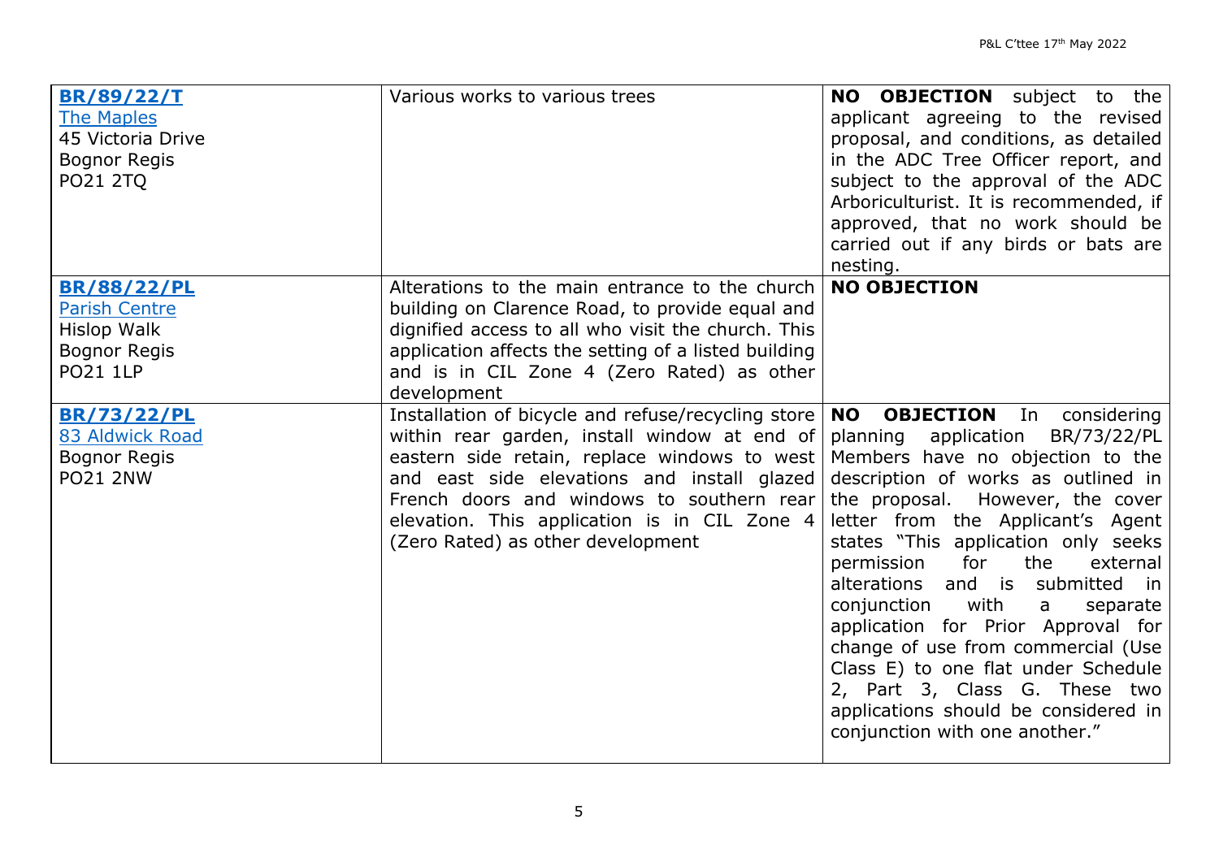| | | |
|---|---|---|
| **BR/89/22/T**<br>The Maples<br>45 Victoria Drive<br>Bognor Regis<br>PO21 2TQ | Various works to various trees | **NO OBJECTION** subject to the applicant agreeing to the revised proposal, and conditions, as detailed in the ADC Tree Officer report, and subject to the approval of the ADC Arboriculturist. It is recommended, if approved, that no work should be carried out if any birds or bats are nesting. |
| **BR/88/22/PL**<br>Parish Centre<br>Hislop Walk<br>Bognor Regis<br>PO21 1LP | Alterations to the main entrance to the church building on Clarence Road, to provide equal and dignified access to all who visit the church. This application affects the setting of a listed building and is in CIL Zone 4 (Zero Rated) as other development | **NO OBJECTION** |
| **BR/73/22/PL**<br>83 Aldwick Road<br>Bognor Regis<br>PO21 2NW | Installation of bicycle and refuse/recycling store within rear garden, install window at end of eastern side retain, replace windows to west and east side elevations and install glazed French doors and windows to southern rear elevation. This application is in CIL Zone 4 (Zero Rated) as other development | **NO OBJECTION** In considering planning application BR/73/22/PL Members have no objection to the description of works as outlined in the proposal. However, the cover letter from the Applicant's Agent states "This application only seeks permission for the external alterations and is submitted in conjunction with a separate application for Prior Approval for change of use from commercial (Use Class E) to one flat under Schedule 2, Part 3, Class G. These two applications should be considered in conjunction with one another." |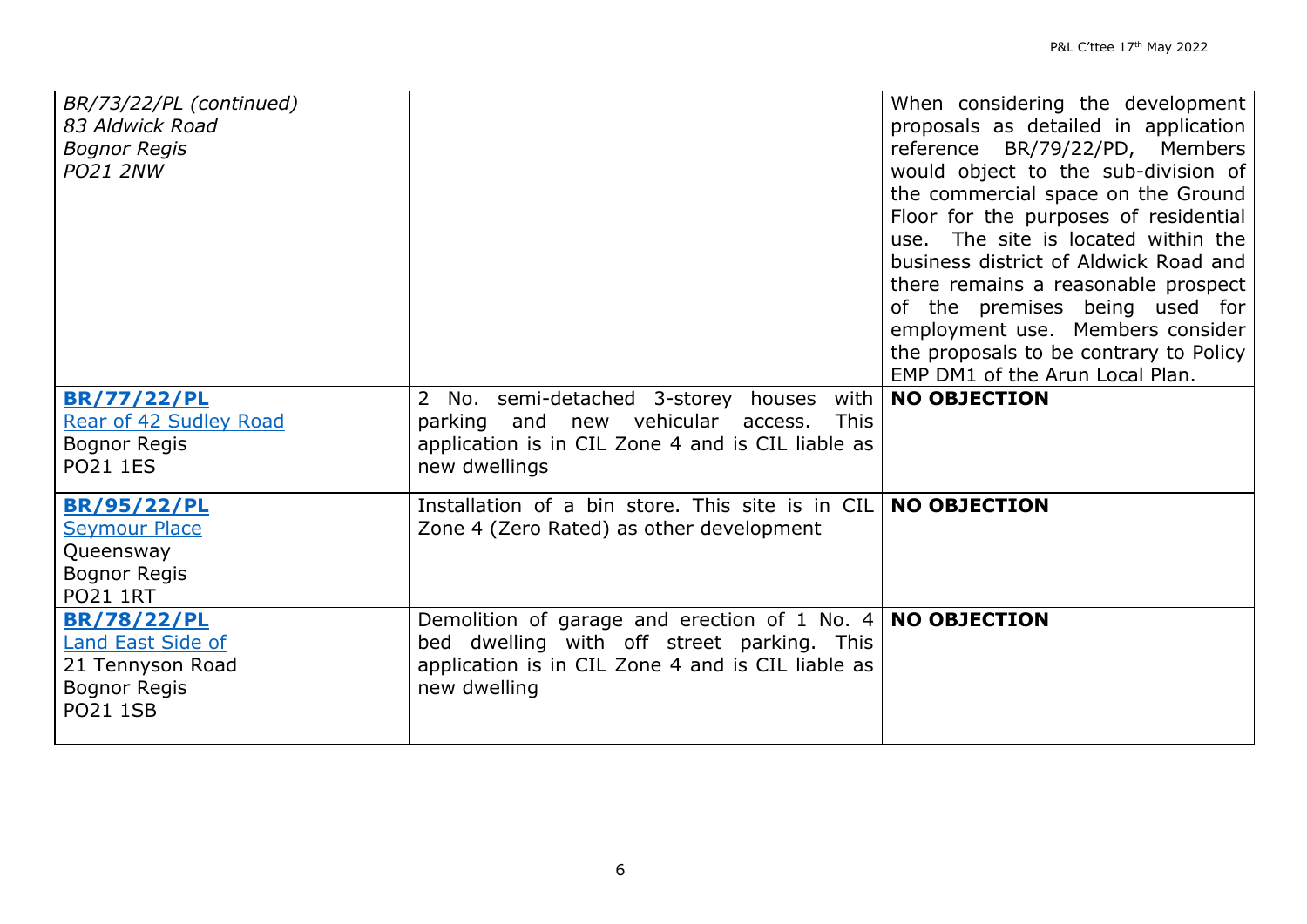| | | |
|---|---|---|
| *BR/73/22/PL (continued)*<br>*83 Aldwick Road*<br>*Bognor Regis*<br>*PO21 2NW* | | When considering the development proposals as detailed in application reference BR/79/22/PD, Members would object to the sub-division of the commercial space on the Ground Floor for the purposes of residential use. The site is located within the business district of Aldwick Road and there remains a reasonable prospect of the premises being used for employment use. Members consider the proposals to be contrary to Policy EMP DM1 of the Arun Local Plan. |
| **BR/77/22/PL**<br>Rear of 42 Sudley Road<br>Bognor Regis<br>PO21 1ES | 2 No. semi-detached 3-storey houses with parking and new vehicular access. This application is in CIL Zone 4 and is CIL liable as new dwellings | **NO OBJECTION** |
| **BR/95/22/PL**<br>Seymour Place<br>Queensway<br>Bognor Regis<br>PO21 1RT | Installation of a bin store. This site is in CIL Zone 4 (Zero Rated) as other development | **NO OBJECTION** |
| **BR/78/22/PL**<br>Land East Side of<br>21 Tennyson Road<br>Bognor Regis<br>PO21 1SB | Demolition of garage and erection of 1 No. 4 bed dwelling with off street parking. This application is in CIL Zone 4 and is CIL liable as new dwelling | **NO OBJECTION** |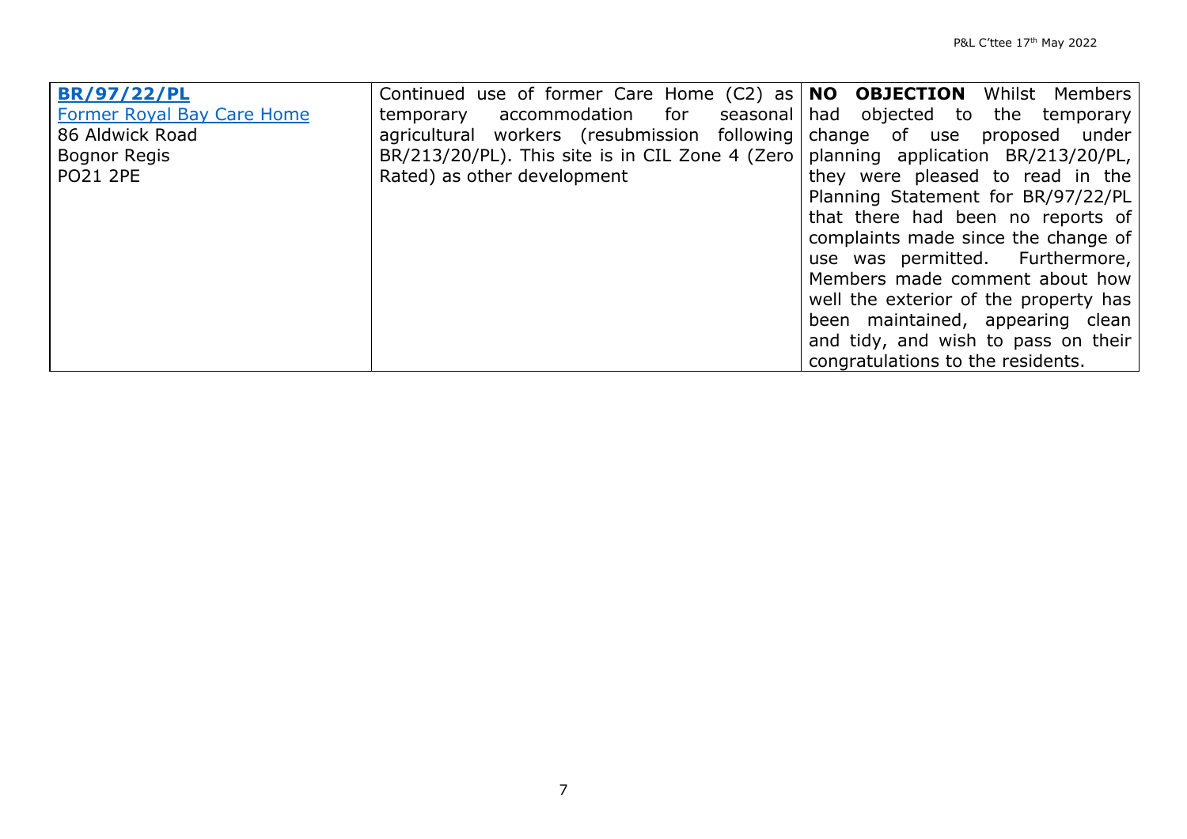| | | |
|---|---|---|
| **BR/97/22/PL**<br>Former Royal Bay Care Home<br>86 Aldwick Road<br>Bognor Regis<br>PO21 2PE | Continued use of former Care Home (C2) as temporary accommodation for seasonal agricultural workers (resubmission following BR/213/20/PL). This site is in CIL Zone 4 (Zero Rated) as other development | **NO OBJECTION** Whilst Members had objected to the temporary change of use proposed under planning application BR/213/20/PL, they were pleased to read in the Planning Statement for BR/97/22/PL that there had been no reports of complaints made since the change of use was permitted. Furthermore, Members made comment about how well the exterior of the property has been maintained, appearing clean and tidy, and wish to pass on their congratulations to the residents. |